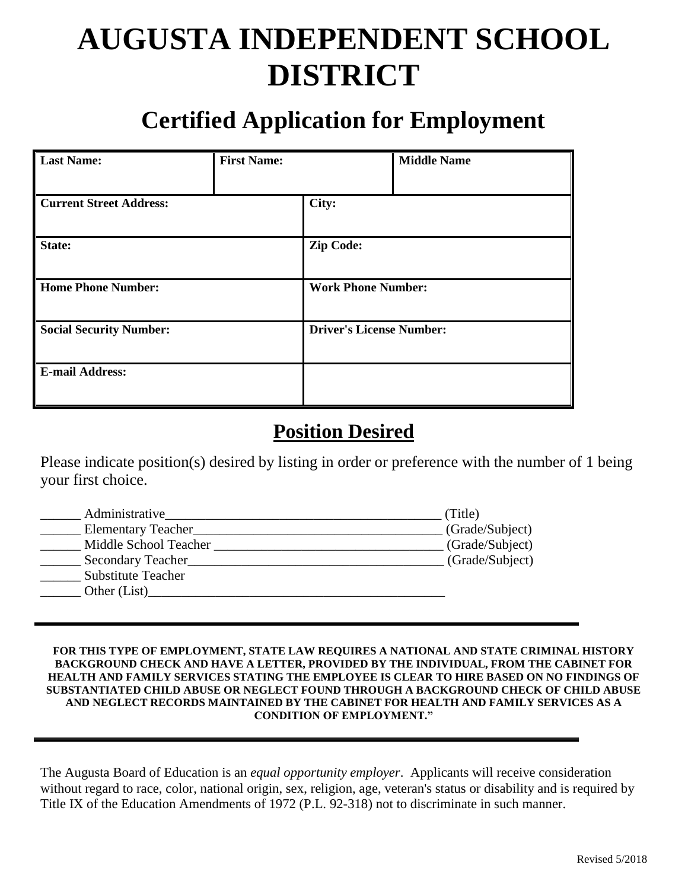# AUGUSTA INDEPENDENT SCHOOL DISTRICT

## Certified Application for Employment

| **Last Name:** | **First Name:** | | **Middle Name** |
|---|---|---|---|
| **Current Street Address:** | | **City:** | |
| **State:** | | **Zip Code:** | |
| **Home Phone Number:** | | **Work Phone Number:** | |
| **Social Security Number:** | | **Driver's License Number:** | |
| **E-mail Address:** | | | |

## Position Desired

Please indicate position(s) desired by listing in order or preference with the number of 1 being your first choice.

______ Administrative_________________________________________ (Title)
______ Elementary Teacher_____________________________________ (Grade/Subject)
______ Middle School Teacher __________________________________ (Grade/Subject)
______ Secondary Teacher______________________________________ (Grade/Subject)
______ Substitute Teacher
______ Other (List)____________________________________________

---

**FOR THIS TYPE OF EMPLOYMENT, STATE LAW REQUIRES A NATIONAL AND STATE CRIMINAL HISTORY BACKGROUND CHECK AND HAVE A LETTER, PROVIDED BY THE INDIVIDUAL, FROM THE CABINET FOR HEALTH AND FAMILY SERVICES STATING THE EMPLOYEE IS CLEAR TO HIRE BASED ON NO FINDINGS OF SUBSTANTIATED CHILD ABUSE OR NEGLECT FOUND THROUGH A BACKGROUND CHECK OF CHILD ABUSE AND NEGLECT RECORDS MAINTAINED BY THE CABINET FOR HEALTH AND FAMILY SERVICES AS A CONDITION OF EMPLOYMENT."**

---

The Augusta Board of Education is an *equal opportunity employer*. Applicants will receive consideration without regard to race, color, national origin, sex, religion, age, veteran's status or disability and is required by Title IX of the Education Amendments of 1972 (P.L. 92-318) not to discriminate in such manner.

Revised 5/2018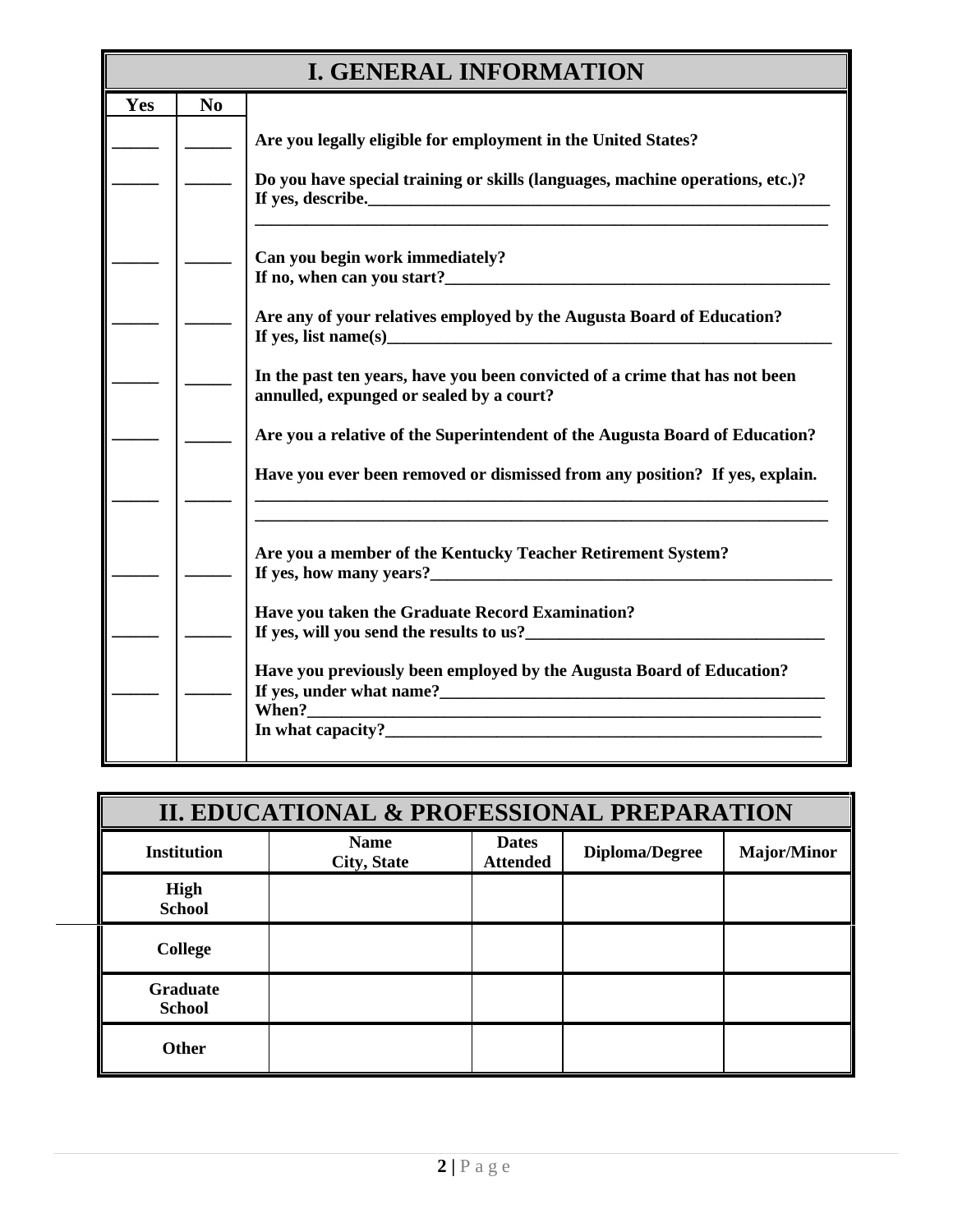## I. GENERAL INFORMATION

| Yes | No | |
|---|---|---|
| ______ | ______ | **Are you legally eligible for employment in the United States?** |
| ______ | ______ | **Do you have special training or skills (languages, machine operations, etc.)? If yes, describe.____________________________________________________________ ________________________________________________________________________** |
| ______ | ______ | **Can you begin work immediately? If no, when can you start?_______________________________________________** |
| ______ | ______ | **Are any of your relatives employed by the Augusta Board of Education? If yes, list name(s)________________________________________________________** |
| ______ | ______ | **In the past ten years, have you been convicted of a crime that has not been annulled, expunged or sealed by a court?** |
| ______ | ______ | **Are you a relative of the Superintendent of the Augusta Board of Education?** |
| ______ | ______ | **Have you ever been removed or dismissed from any position? If yes, explain. ________________________________________________________________________ ________________________________________________________________________** |
| ______ | ______ | **Are you a member of the Kentucky Teacher Retirement System? If yes, how many years?__________________________________________________** |
| ______ | ______ | **Have you taken the Graduate Record Examination? If yes, will you send the results to us?____________________________________** |
| ______ | ______ | **Have you previously been employed by the Augusta Board of Education? If yes, under what name?_______________________________________________ When?_________________________________________________________________ In what capacity?_______________________________________________________** |

## II. EDUCATIONAL & PROFESSIONAL PREPARATION

| Institution | Name City, State | Dates Attended | Diploma/Degree | Major/Minor |
|---|---|---|---|---|
| **High School** | | | | |
| **College** | | | | |
| **Graduate School** | | | | |
| **Other** | | | | |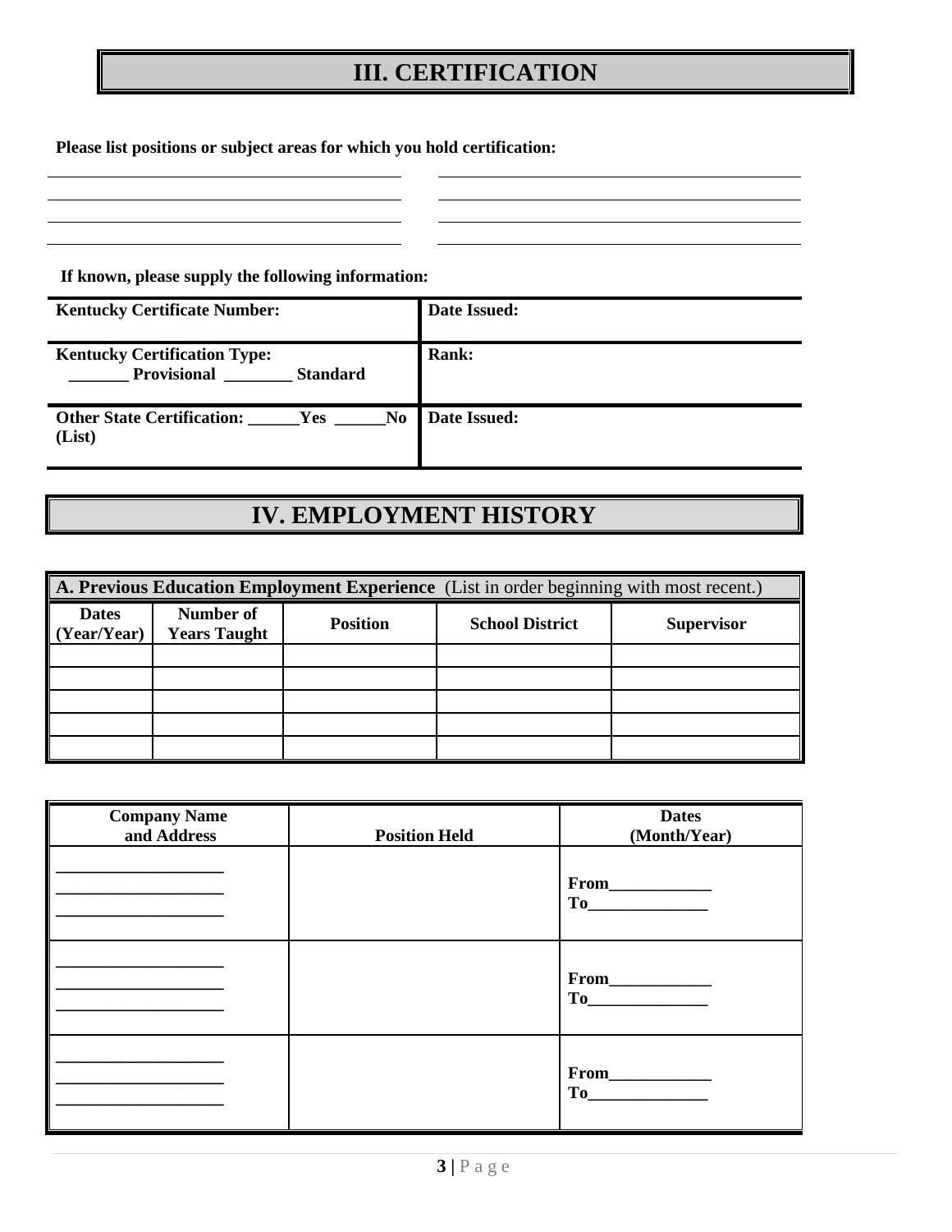# III. CERTIFICATION

**Please list positions or subject areas for which you hold certification:**

_______________________________________ _______________________________________
_______________________________________ _______________________________________
_______________________________________ _______________________________________
_______________________________________ _______________________________________

**If known, please supply the following information:**

| | |
|---|---|
| **Kentucky Certificate Number:** | **Date Issued:** |
| **Kentucky Certification Type:** _______ **Provisional** ________ **Standard** | **Rank:** |
| **Other State Certification:** ______**Yes** ______**No** **(List)** | **Date Issued:** |

# IV. EMPLOYMENT HISTORY

**A. Previous Education Employment Experience** (List in order beginning with most recent.)

| Dates (Year/Year) | Number of Years Taught | Position | School District | Supervisor |
|---|---|---|---|---|
| | | | | |
| | | | | |
| | | | | |
| | | | | |
| | | | | |

| Company Name and Address | Position Held | Dates (Month/Year) |
|---|---|---|
| ___________________ ___________________ ___________________ | | From____________ To______________ |
| ___________________ ___________________ ___________________ | | From____________ To______________ |
| ___________________ ___________________ ___________________ | | From____________ To______________ |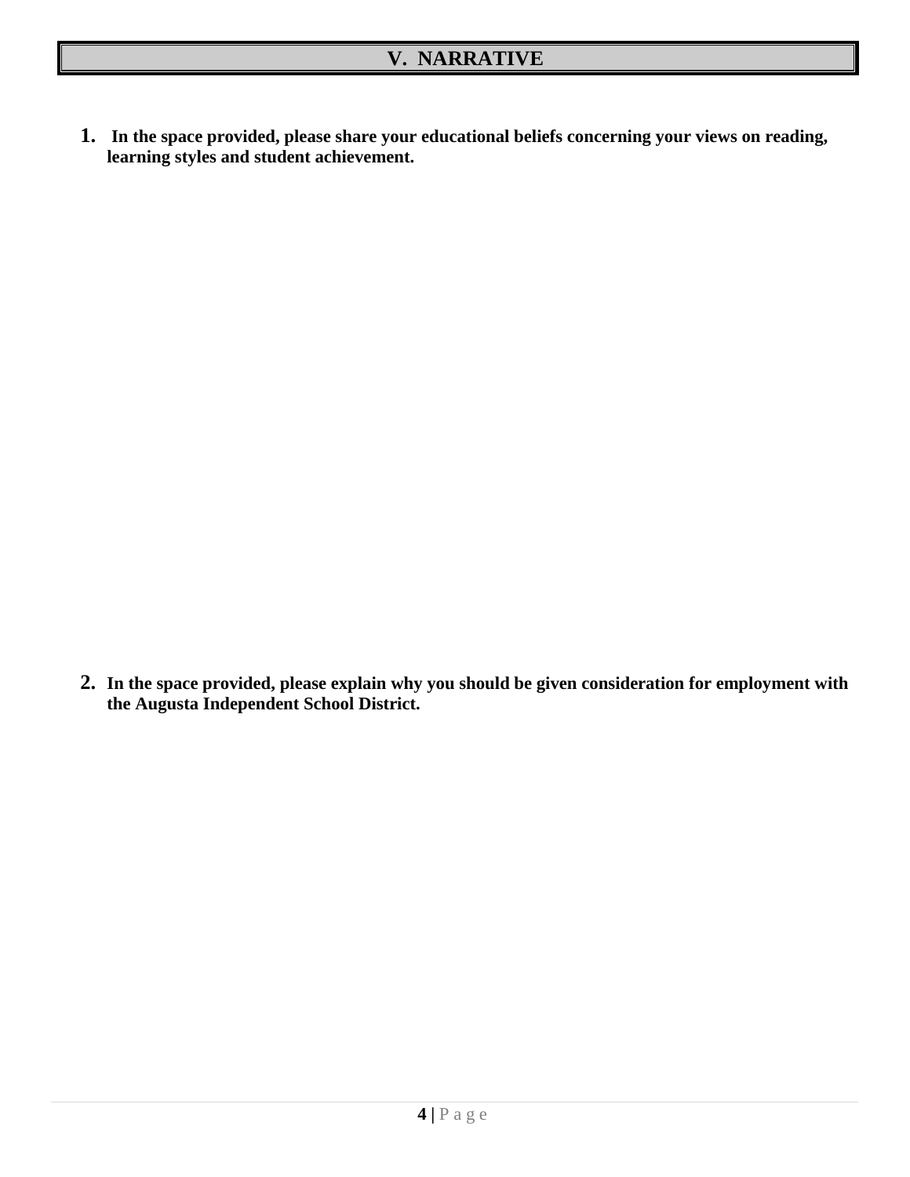## V. NARRATIVE

1. **In the space provided, please share your educational beliefs concerning your views on reading, learning styles and student achievement.**

2. **In the space provided, please explain why you should be given consideration for employment with the Augusta Independent School District.**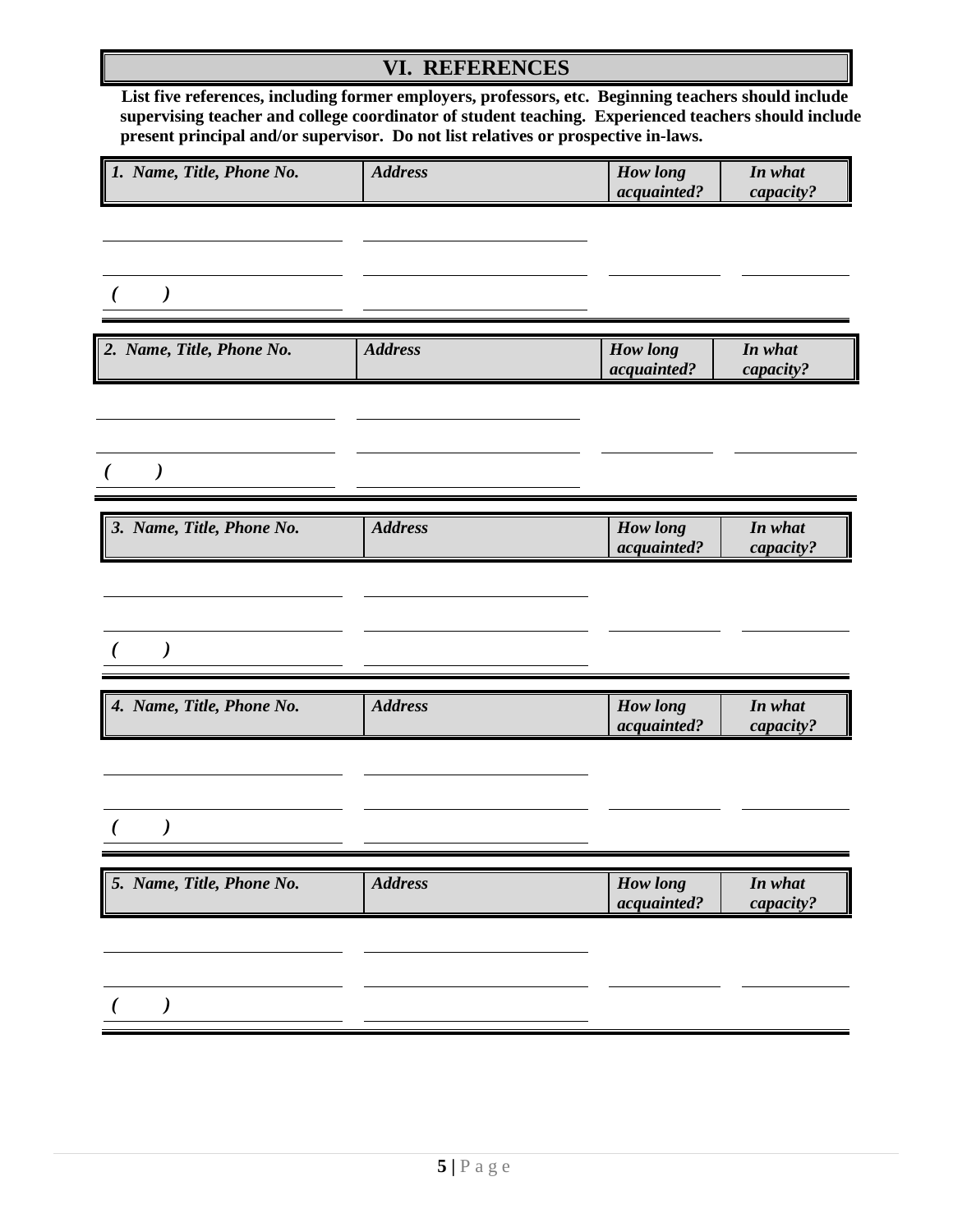## VI. REFERENCES

**List five references, including former employers, professors, etc. Beginning teachers should include supervising teacher and college coordinator of student teaching. Experienced teachers should include present principal and/or supervisor. Do not list relatives or prospective in-laws.**

| *1. Name, Title, Phone No.* | *Address* | *How long acquainted?* | *In what capacity?* |
|---|---|---|---|
| | | | |
| | | | |
| *(     )* | | | |

| *2. Name, Title, Phone No.* | *Address* | *How long acquainted?* | *In what capacity?* |
|---|---|---|---|
| | | | |
| | | | |
| *(     )* | | | |

| *3. Name, Title, Phone No.* | *Address* | *How long acquainted?* | *In what capacity?* |
|---|---|---|---|
| | | | |
| | | | |
| *(     )* | | | |

| *4. Name, Title, Phone No.* | *Address* | *How long acquainted?* | *In what capacity?* |
|---|---|---|---|
| | | | |
| | | | |
| *(     )* | | | |

| *5. Name, Title, Phone No.* | *Address* | *How long acquainted?* | *In what capacity?* |
|---|---|---|---|
| | | | |
| | | | |
| *(     )* | | | |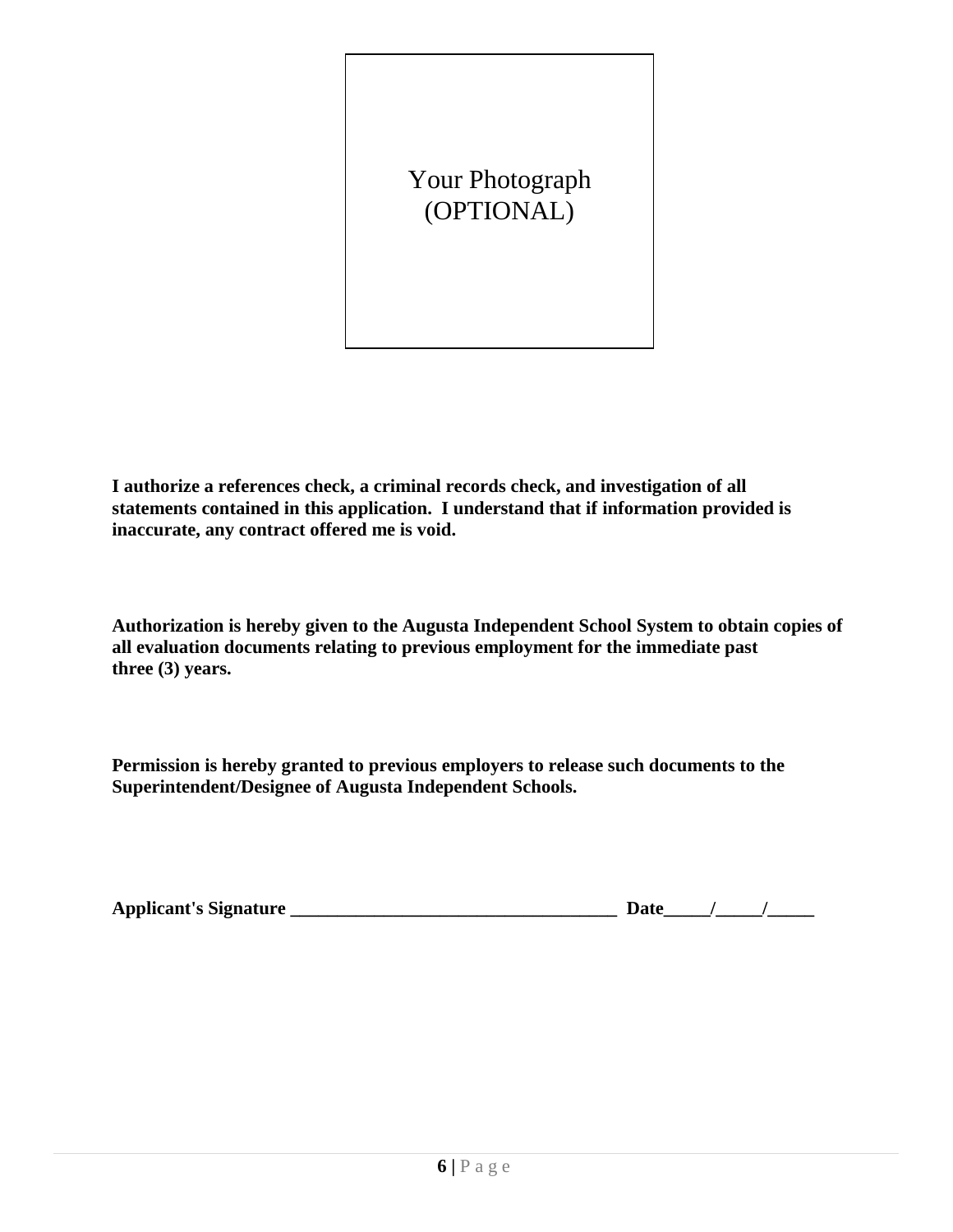Your Photograph
(OPTIONAL)

**I authorize a references check, a criminal records check, and investigation of all statements contained in this application. I understand that if information provided is inaccurate, any contract offered me is void.**

**Authorization is hereby given to the Augusta Independent School System to obtain copies of all evaluation documents relating to previous employment for the immediate past three (3) years.**

**Permission is hereby granted to previous employers to release such documents to the Superintendent/Designee of Augusta Independent Schools.**

**Applicant's Signature ____________________________________ Date_____/_____/_____**